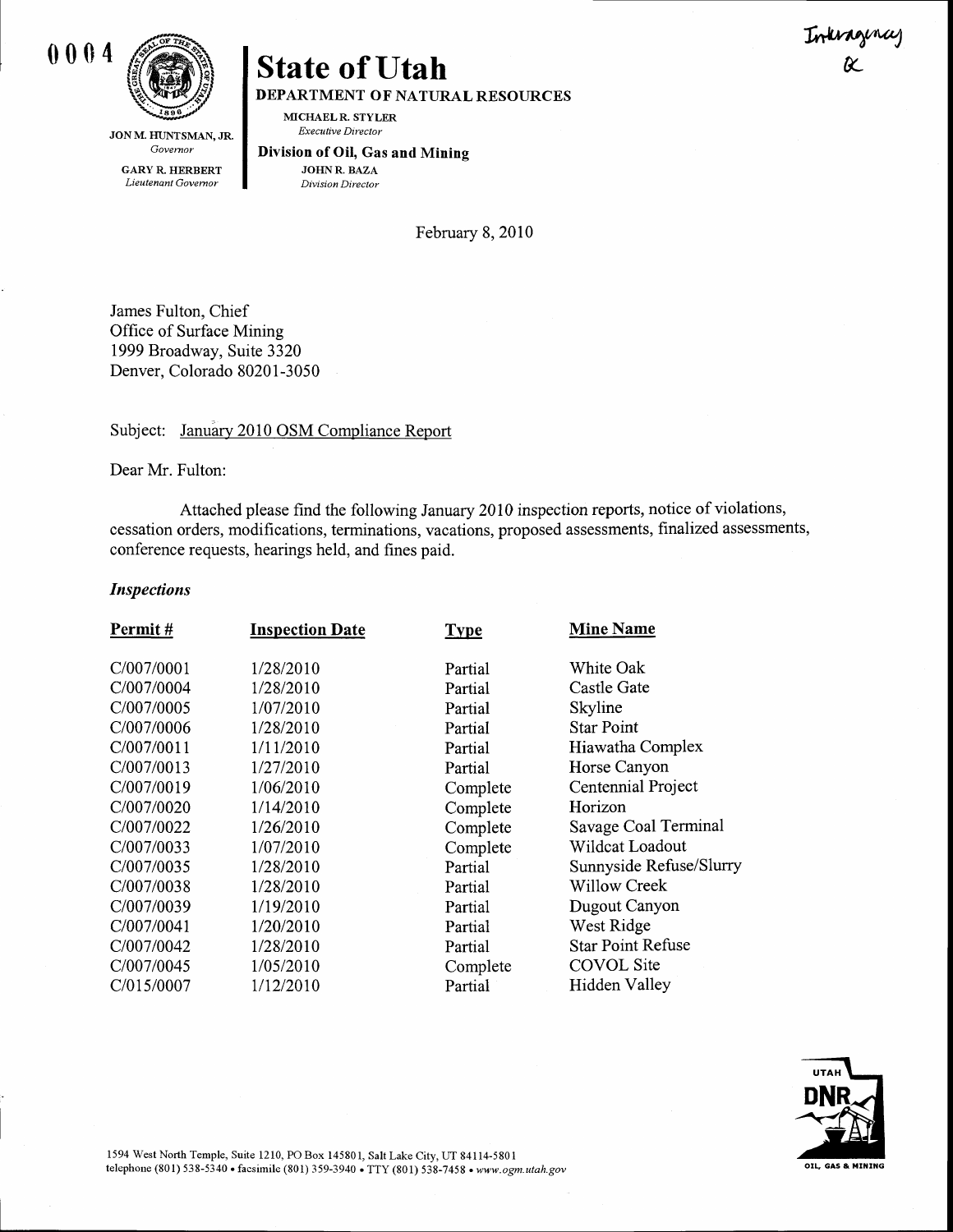0004

Interagency
&

# State of Utah

DEPARTMENT OF NATURAL RESOURCES

MICHAEL R. STYLER
*Executive Director*

**Division of Oil, Gas and Mining**
JOHN R. BAZA
*Division Director*

JON M. HUNTSMAN, JR.
*Governor*

GARY R. HERBERT
*Lieutenant Governor*

February 8, 2010

James Fulton, Chief
Office of Surface Mining
1999 Broadway, Suite 3320
Denver, Colorado 80201-3050

Subject: January 2010 OSM Compliance Report

Dear Mr. Fulton:

Attached please find the following January 2010 inspection reports, notice of violations, cessation orders, modifications, terminations, vacations, proposed assessments, finalized assessments, conference requests, hearings held, and fines paid.

***Inspections***

| Permit # | Inspection Date | Type | Mine Name |
|---|---|---|---|
| C/007/0001 | 1/28/2010 | Partial | White Oak |
| C/007/0004 | 1/28/2010 | Partial | Castle Gate |
| C/007/0005 | 1/07/2010 | Partial | Skyline |
| C/007/0006 | 1/28/2010 | Partial | Star Point |
| C/007/0011 | 1/11/2010 | Partial | Hiawatha Complex |
| C/007/0013 | 1/27/2010 | Partial | Horse Canyon |
| C/007/0019 | 1/06/2010 | Complete | Centennial Project |
| C/007/0020 | 1/14/2010 | Complete | Horizon |
| C/007/0022 | 1/26/2010 | Complete | Savage Coal Terminal |
| C/007/0033 | 1/07/2010 | Complete | Wildcat Loadout |
| C/007/0035 | 1/28/2010 | Partial | Sunnyside Refuse/Slurry |
| C/007/0038 | 1/28/2010 | Partial | Willow Creek |
| C/007/0039 | 1/19/2010 | Partial | Dugout Canyon |
| C/007/0041 | 1/20/2010 | Partial | West Ridge |
| C/007/0042 | 1/28/2010 | Partial | Star Point Refuse |
| C/007/0045 | 1/05/2010 | Complete | COVOL Site |
| C/015/0007 | 1/12/2010 | Partial | Hidden Valley |

1594 West North Temple, Suite 1210, PO Box 145801, Salt Lake City, UT 84114-5801
telephone (801) 538-5340 • facsimile (801) 359-3940 • TTY (801) 538-7458 • *www.ogm.utah.gov*

UTAH DNR OIL, GAS & MINING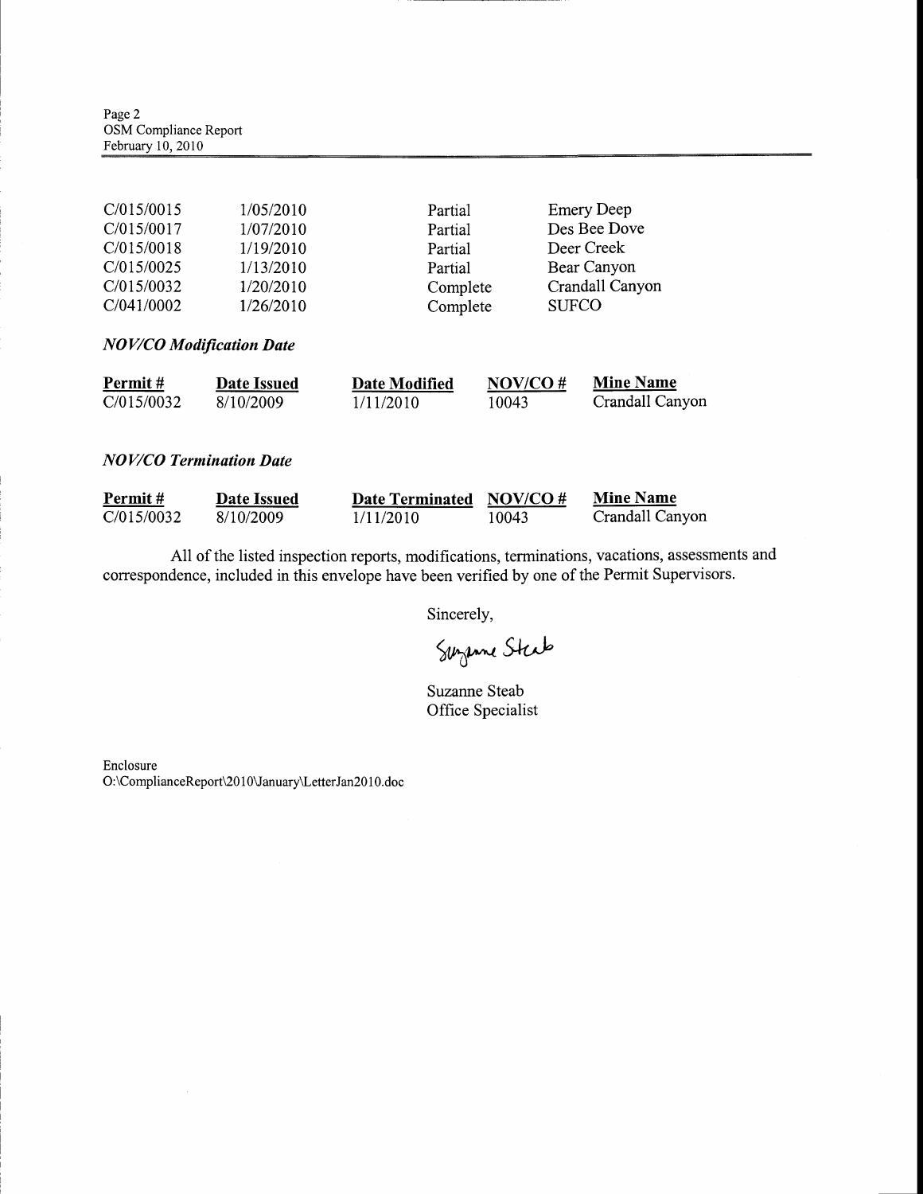| | | | |
|---|---|---|---|
| C/015/0015 | 1/05/2010 | Partial | Emery Deep |
| C/015/0017 | 1/07/2010 | Partial | Des Bee Dove |
| C/015/0018 | 1/19/2010 | Partial | Deer Creek |
| C/015/0025 | 1/13/2010 | Partial | Bear Canyon |
| C/015/0032 | 1/20/2010 | Complete | Crandall Canyon |
| C/041/0002 | 1/26/2010 | Complete | SUFCO |

***NOV/CO Modification Date***

| **Permit #** | **Date Issued** | **Date Modified** | **NOV/CO #** | **Mine Name** |
|---|---|---|---|---|
| C/015/0032 | 8/10/2009 | 1/11/2010 | 10043 | Crandall Canyon |

***NOV/CO Termination Date***

| **Permit #** | **Date Issued** | **Date Terminated** | **NOV/CO #** | **Mine Name** |
|---|---|---|---|---|
| C/015/0032 | 8/10/2009 | 1/11/2010 | 10043 | Crandall Canyon |

All of the listed inspection reports, modifications, terminations, vacations, assessments and correspondence, included in this envelope have been verified by one of the Permit Supervisors.

Sincerely,

Suzanne Steab

Suzanne Steab
Office Specialist

Enclosure
O:\ComplianceReport\2010\January\LetterJan2010.doc